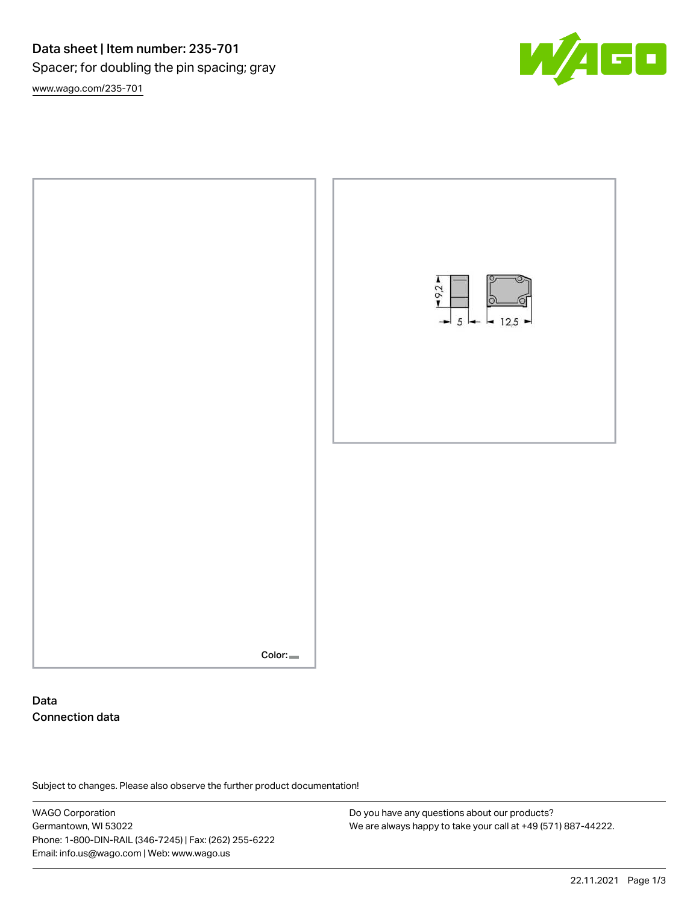# Data sheet | Item number: 235-701

Spacer; for doubling the pin spacing; gray

[www.wago.com/235-701](www.wago.com/235-701)

9,2

5

12,5

Color:

## Data

### Connection data

Subject to changes. Please also observe the further product documentation!

WAGO Corporation
Germantown, WI 53022
Phone: 1-800-DIN-RAIL (346-7245) | Fax: (262) 255-6222
Email: info.us@wago.com | Web: www.wago.us

Do you have any questions about our products?
We are always happy to take your call at +49 (571) 887-44222.

22.11.2021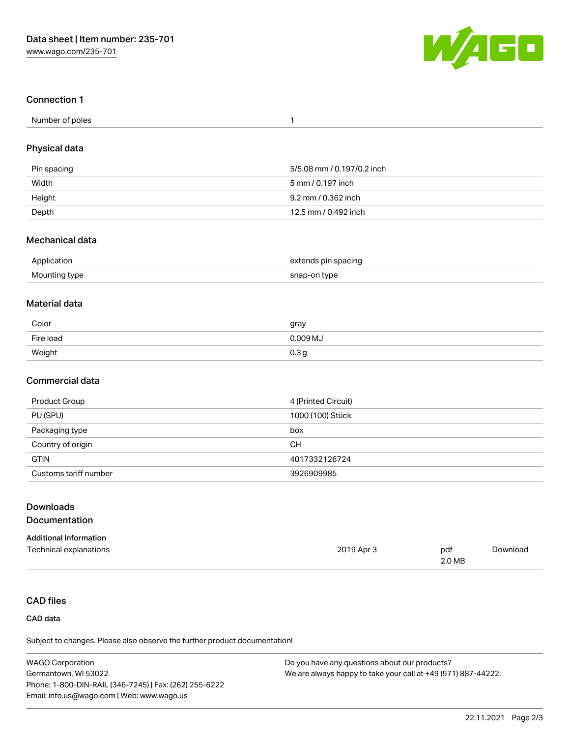## Connection 1

| Number of poles | 1 |
| --- | --- |

## Physical data

| Pin spacing | 5/5.08 mm / 0.197/0.2 inch |
| --- | --- |
| Width | 5 mm / 0.197 inch |
| Height | 9.2 mm / 0.362 inch |
| Depth | 12.5 mm / 0.492 inch |

## Mechanical data

| Application | extends pin spacing |
| --- | --- |
| Mounting type | snap-on type |

## Material data

| Color | gray |
| --- | --- |
| Fire load | 0.009 MJ |
| Weight | 0.3 g |

## Commercial data

| Product Group | 4 (Printed Circuit) |
| --- | --- |
| PU (SPU) | 1000 (100) Stück |
| Packaging type | box |
| Country of origin | CH |
| GTIN | 4017332126724 |
| Customs tariff number | 3926909985 |

## Downloads
## Documentation

### Additional Information

| Technical explanations | 2019 Apr 3 | pdf 2.0 MB | Download |
| --- | --- | --- | --- |

## CAD files

### CAD data

Subject to changes. Please also observe the further product documentation!

WAGO Corporation
Germantown, WI 53022
Phone: 1-800-DIN-RAIL (346-7245) | Fax: (262) 255-6222
Email: info.us@wago.com | Web: www.wago.us

Do you have any questions about our products?
We are always happy to take your call at +49 (571) 887-44222.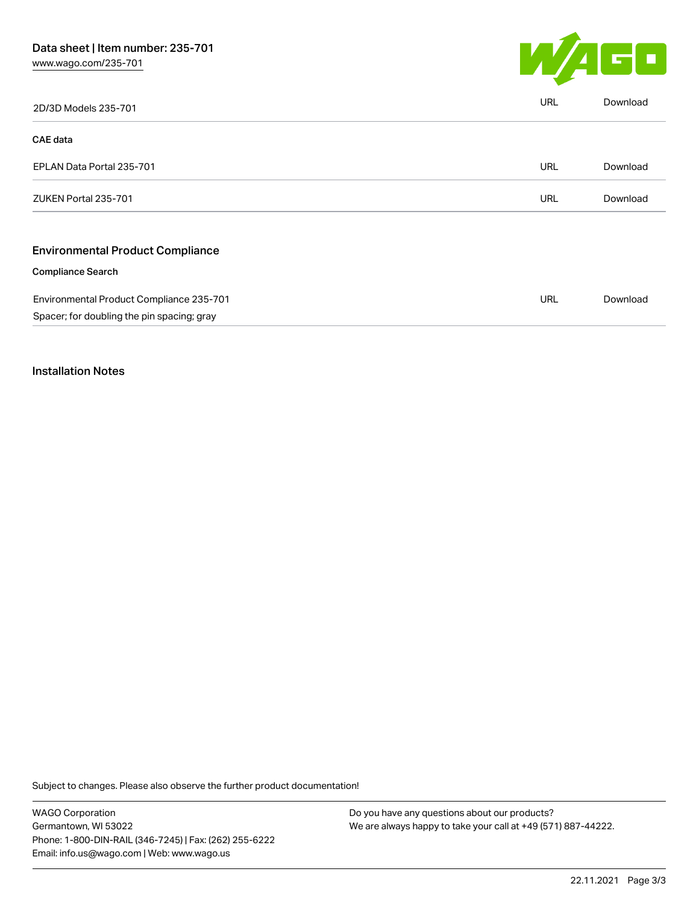| | | |
|---|---|---|
| 2D/3D Models 235-701 | URL | Download |

**CAE data**

| | | |
|---|---|---|
| EPLAN Data Portal 235-701 | URL | Download |
| ZUKEN Portal 235-701 | URL | Download |

## Environmental Product Compliance

**Compliance Search**

| | | |
|---|---|---|
| Environmental Product Compliance 235-701<br>Spacer; for doubling the pin spacing; gray | URL | Download |

## Installation Notes

Subject to changes. Please also observe the further product documentation!

WAGO Corporation
Germantown, WI 53022
Phone: 1-800-DIN-RAIL (346-7245) | Fax: (262) 255-6222
Email: info.us@wago.com | Web: www.wago.us

Do you have any questions about our products?
We are always happy to take your call at +49 (571) 887-44222.